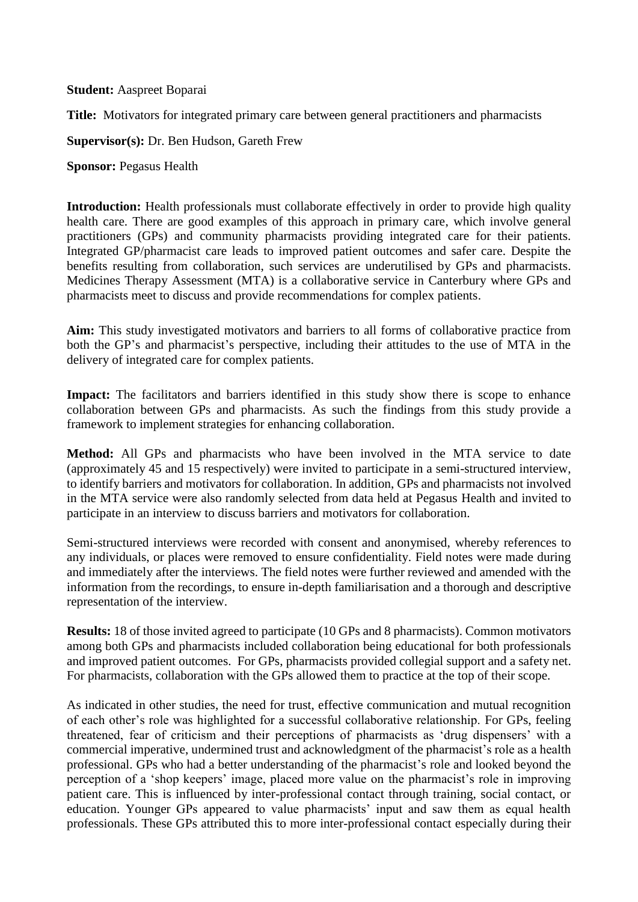**Student:** Aaspreet Boparai

**Title:** Motivators for integrated primary care between general practitioners and pharmacists

**Supervisor(s):** Dr. Ben Hudson, Gareth Frew

**Sponsor:** Pegasus Health

**Introduction:** Health professionals must collaborate effectively in order to provide high quality health care. There are good examples of this approach in primary care, which involve general practitioners (GPs) and community pharmacists providing integrated care for their patients. Integrated GP/pharmacist care leads to improved patient outcomes and safer care. Despite the benefits resulting from collaboration, such services are underutilised by GPs and pharmacists. Medicines Therapy Assessment (MTA) is a collaborative service in Canterbury where GPs and pharmacists meet to discuss and provide recommendations for complex patients.

**Aim:** This study investigated motivators and barriers to all forms of collaborative practice from both the GP's and pharmacist's perspective, including their attitudes to the use of MTA in the delivery of integrated care for complex patients.

**Impact:** The facilitators and barriers identified in this study show there is scope to enhance collaboration between GPs and pharmacists. As such the findings from this study provide a framework to implement strategies for enhancing collaboration.

**Method:** All GPs and pharmacists who have been involved in the MTA service to date (approximately 45 and 15 respectively) were invited to participate in a semi-structured interview, to identify barriers and motivators for collaboration. In addition, GPs and pharmacists not involved in the MTA service were also randomly selected from data held at Pegasus Health and invited to participate in an interview to discuss barriers and motivators for collaboration.

Semi-structured interviews were recorded with consent and anonymised, whereby references to any individuals, or places were removed to ensure confidentiality. Field notes were made during and immediately after the interviews. The field notes were further reviewed and amended with the information from the recordings, to ensure in-depth familiarisation and a thorough and descriptive representation of the interview.

**Results:** 18 of those invited agreed to participate (10 GPs and 8 pharmacists). Common motivators among both GPs and pharmacists included collaboration being educational for both professionals and improved patient outcomes. For GPs, pharmacists provided collegial support and a safety net. For pharmacists, collaboration with the GPs allowed them to practice at the top of their scope.

As indicated in other studies, the need for trust, effective communication and mutual recognition of each other's role was highlighted for a successful collaborative relationship. For GPs, feeling threatened, fear of criticism and their perceptions of pharmacists as 'drug dispensers' with a commercial imperative, undermined trust and acknowledgment of the pharmacist's role as a health professional. GPs who had a better understanding of the pharmacist's role and looked beyond the perception of a 'shop keepers' image, placed more value on the pharmacist's role in improving patient care. This is influenced by inter-professional contact through training, social contact, or education. Younger GPs appeared to value pharmacists' input and saw them as equal health professionals. These GPs attributed this to more inter-professional contact especially during their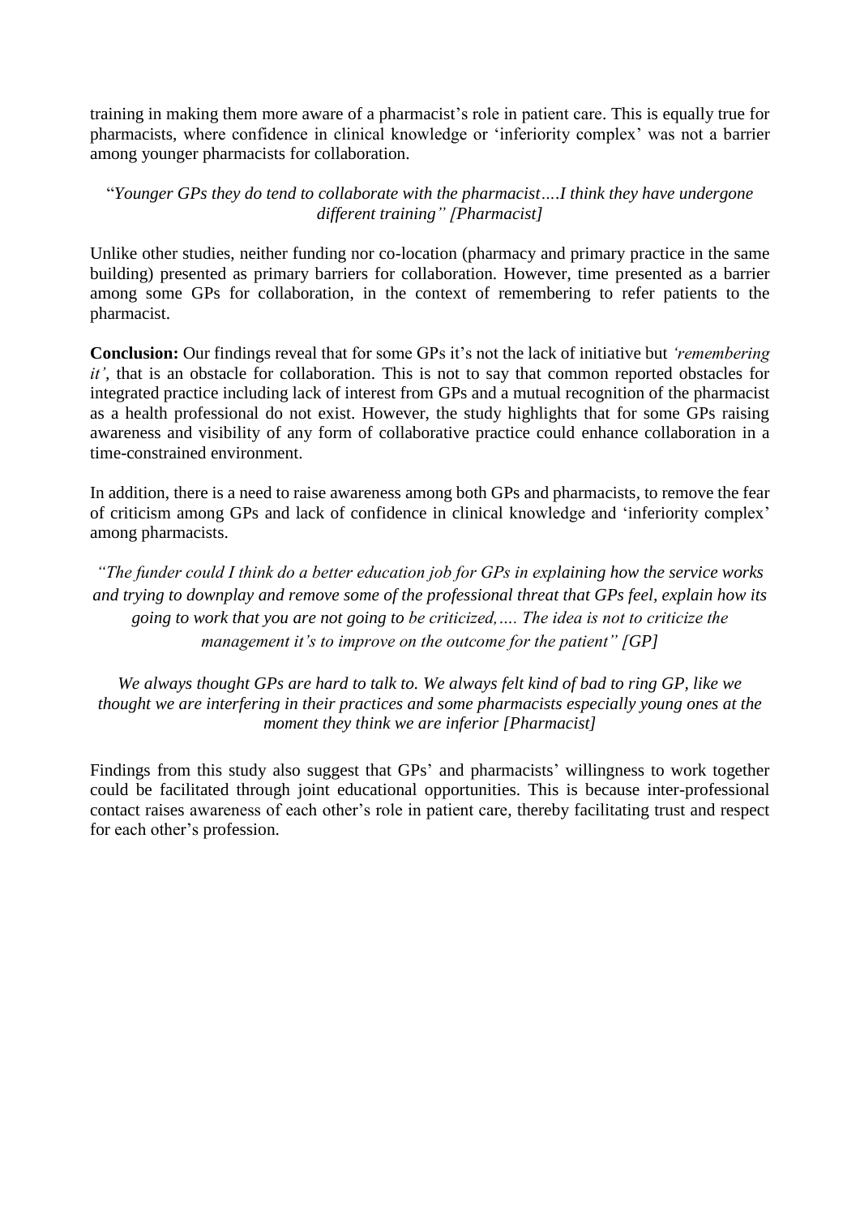training in making them more aware of a pharmacist's role in patient care. This is equally true for pharmacists, where confidence in clinical knowledge or 'inferiority complex' was not a barrier among younger pharmacists for collaboration.

"*Younger GPs they do tend to collaborate with the pharmacist….I think they have undergone different training" [Pharmacist]*

Unlike other studies, neither funding nor co-location (pharmacy and primary practice in the same building) presented as primary barriers for collaboration. However, time presented as a barrier among some GPs for collaboration, in the context of remembering to refer patients to the pharmacist.

**Conclusion:** Our findings reveal that for some GPs it's not the lack of initiative but *'remembering it'*, that is an obstacle for collaboration. This is not to say that common reported obstacles for integrated practice including lack of interest from GPs and a mutual recognition of the pharmacist as a health professional do not exist. However, the study highlights that for some GPs raising awareness and visibility of any form of collaborative practice could enhance collaboration in a time-constrained environment.

In addition, there is a need to raise awareness among both GPs and pharmacists, to remove the fear of criticism among GPs and lack of confidence in clinical knowledge and 'inferiority complex' among pharmacists.

*"The funder could I think do a better education job for GPs in explaining how the service works and trying to downplay and remove some of the professional threat that GPs feel, explain how its going to work that you are not going to be criticized,…. The idea is not to criticize the management it's to improve on the outcome for the patient" [GP]*

*We always thought GPs are hard to talk to. We always felt kind of bad to ring GP, like we thought we are interfering in their practices and some pharmacists especially young ones at the moment they think we are inferior [Pharmacist]*

Findings from this study also suggest that GPs' and pharmacists' willingness to work together could be facilitated through joint educational opportunities. This is because inter-professional contact raises awareness of each other's role in patient care, thereby facilitating trust and respect for each other's profession.